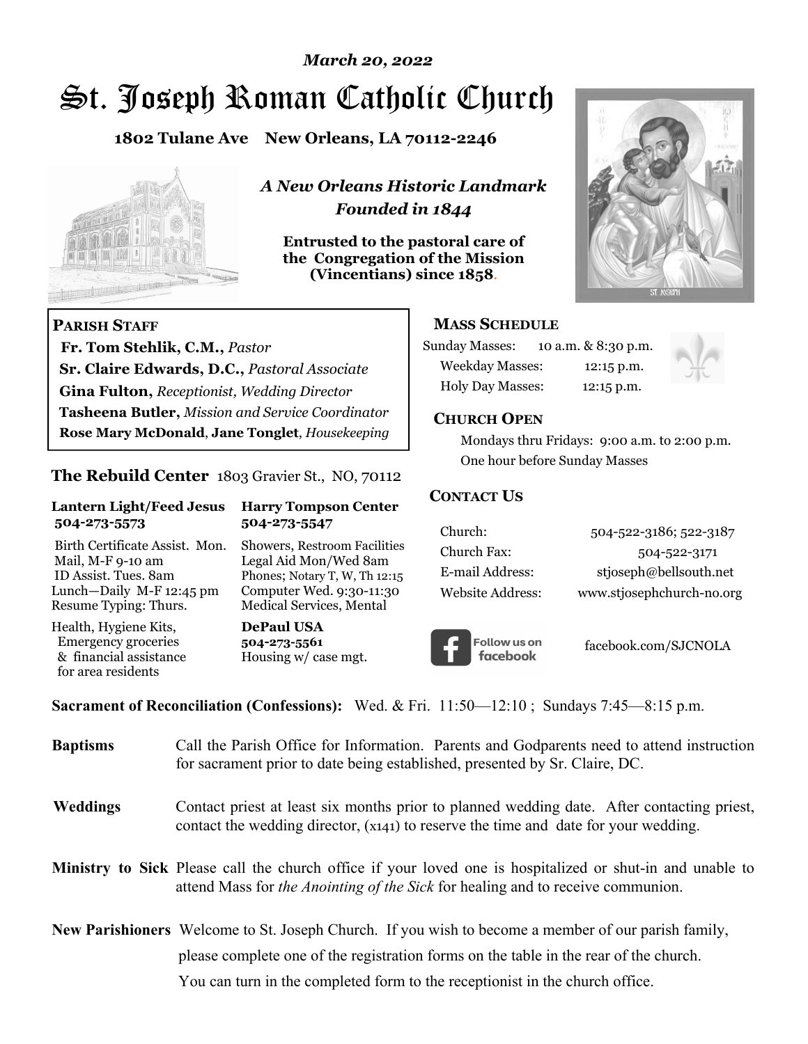*March 20, 2022*

# St. Joseph Roman Catholic Church

**1802 Tulane Ave New Orleans, LA 70112-2246**

***A New Orleans Historic Landmark***
***Founded in 1844***

**Entrusted to the pastoral care of the Congregation of the Mission (Vincentians) since 1858.**

## PARISH STAFF

**Fr. Tom Stehlik, C.M.,** *Pastor*
**Sr. Claire Edwards, D.C.,** *Pastoral Associate*
**Gina Fulton,** *Receptionist, Wedding Director*
**Tasheena Butler,** *Mission and Service Coordinator*
**Rose Mary McDonald**, **Jane Tonglet**, *Housekeeping*

## The Rebuild Center 1803 Gravier St., NO, 70112

**Lantern Light/Feed Jesus**
**504-273-5573**

Birth Certificate Assist. Mon.
Mail, M-F 9-10 am
ID Assist. Tues. 8am
Lunch—Daily M-F 12:45 pm
Resume Typing: Thurs.

Health, Hygiene Kits,
Emergency groceries
& financial assistance
for area residents

**Harry Tompson Center**
**504-273-5547**

Showers, Restroom Facilities
Legal Aid Mon/Wed 8am
Phones; Notary T, W, Th 12:15
Computer Wed. 9:30-11:30
Medical Services, Mental

**DePaul USA**
**504-273-5561**
Housing w/ case mgt.

## MASS SCHEDULE

| | |
|---|---|
| Sunday Masses: | 10 a.m. & 8:30 p.m. |
| Weekday Masses: | 12:15 p.m. |
| Holy Day Masses: | 12:15 p.m. |

## CHURCH OPEN

Mondays thru Fridays: 9:00 a.m. to 2:00 p.m.
One hour before Sunday Masses

## CONTACT US

| | |
|---|---|
| Church: | 504-522-3186; 522-3187 |
| Church Fax: | 504-522-3171 |
| E-mail Address: | stjoseph@bellsouth.net |
| Website Address: | www.stjosephchurch-no.org |

Follow us on facebook — facebook.com/SJCNOLA

**Sacrament of Reconciliation (Confessions):** Wed. & Fri. 11:50—12:10 ; Sundays 7:45—8:15 p.m.

**Baptisms** Call the Parish Office for Information. Parents and Godparents need to attend instruction for sacrament prior to date being established, presented by Sr. Claire, DC.

**Weddings** Contact priest at least six months prior to planned wedding date. After contacting priest, contact the wedding director, (x141) to reserve the time and date for your wedding.

**Ministry to Sick** Please call the church office if your loved one is hospitalized or shut-in and unable to attend Mass for *the Anointing of the Sick* for healing and to receive communion.

**New Parishioners** Welcome to St. Joseph Church. If you wish to become a member of our parish family, please complete one of the registration forms on the table in the rear of the church. You can turn in the completed form to the receptionist in the church office.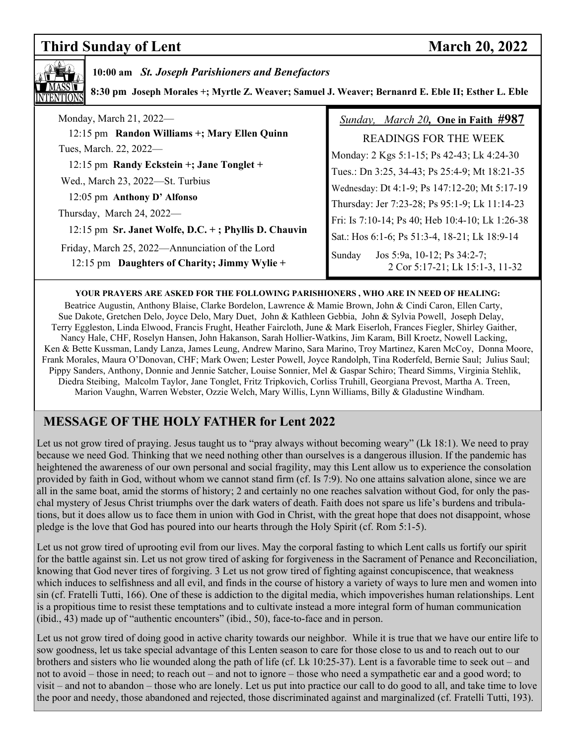## Third Sunday of Lent — March 20, 2022

**10:00 am** ***St. Joseph Parishioners and Benefactors***

**8:30 pm Joseph Morales +; Myrtle Z. Weaver; Samuel J. Weaver; Bernanrd E. Eble II; Esther L. Eble**

Monday, March 21, 2022—
12:15 pm **Randon Williams +; Mary Ellen Quinn**

Tues, March. 22, 2022—
12:15 pm **Randy Eckstein +; Jane Tonglet +**

Wed., March 23, 2022—St. Turbius
12:05 pm **Anthony D' Alfonso**

Thursday, March 24, 2022—
12:15 pm **Sr. Janet Wolfe, D.C. + ; Phyllis D. Chauvin**

Friday, March 25, 2022—Annunciation of the Lord
12:15 pm **Daughters of Charity; Jimmy Wylie +**

*Sunday, March 20,* **One in Faith #987**

READINGS FOR THE WEEK

Monday: 2 Kgs 5:1-15; Ps 42-43; Lk 4:24-30
Tues.: Dn 3:25, 34-43; Ps 25:4-9; Mt 18:21-35
Wednesday: Dt 4:1-9; Ps 147:12-20; Mt 5:17-19
Thursday: Jer 7:23-28; Ps 95:1-9; Lk 11:14-23
Fri: Is 7:10-14; Ps 40; Heb 10:4-10; Lk 1:26-38
Sat.: Hos 6:1-6; Ps 51:3-4, 18-21; Lk 18:9-14
Sunday Jos 5:9a, 10-12; Ps 34:2-7; 2 Cor 5:17-21; Lk 15:1-3, 11-32

**YOUR PRAYERS ARE ASKED FOR THE FOLLOWING PARISHIONERS , WHO ARE IN NEED OF HEALING:**

Beatrice Augustin, Anthony Blaise, Clarke Bordelon, Lawrence & Mamie Brown, John & Cindi Caron, Ellen Carty, Sue Dakote, Gretchen Delo, Joyce Delo, Mary Duet, John & Kathleen Gebbia, John & Sylvia Powell, Joseph Delay, Terry Eggleston, Linda Elwood, Francis Frught, Heather Faircloth, June & Mark Eiserloh, Frances Fiegler, Shirley Gaither, Nancy Hale, CHF, Roselyn Hansen, John Hakanson, Sarah Hollier-Watkins, Jim Karam, Bill Kroetz, Nowell Lacking, Ken & Bette Kussman, Landy Lanza, James Leung, Andrew Marino, Sara Marino, Troy Martinez, Karen McCoy, Donna Moore, Frank Morales, Maura O'Donovan, CHF; Mark Owen; Lester Powell, Joyce Randolph, Tina Roderfeld, Bernie Saul; Julius Saul; Pippy Sanders, Anthony, Donnie and Jennie Satcher, Louise Sonnier, Mel & Gaspar Schiro; Theard Simms, Virginia Stehlik, Diedra Steibing, Malcolm Taylor, Jane Tonglet, Fritz Tripkovich, Corliss Truhill, Georgiana Prevost, Martha A. Treen, Marion Vaughn, Warren Webster, Ozzie Welch, Mary Willis, Lynn Williams, Billy & Gladustine Windham.

## MESSAGE OF THE HOLY FATHER for Lent 2022

Let us not grow tired of praying. Jesus taught us to "pray always without becoming weary" (Lk 18:1). We need to pray because we need God. Thinking that we need nothing other than ourselves is a dangerous illusion. If the pandemic has heightened the awareness of our own personal and social fragility, may this Lent allow us to experience the consolation provided by faith in God, without whom we cannot stand firm (cf. Is 7:9). No one attains salvation alone, since we are all in the same boat, amid the storms of history; 2 and certainly no one reaches salvation without God, for only the paschal mystery of Jesus Christ triumphs over the dark waters of death. Faith does not spare us life's burdens and tribulations, but it does allow us to face them in union with God in Christ, with the great hope that does not disappoint, whose pledge is the love that God has poured into our hearts through the Holy Spirit (cf. Rom 5:1-5).

Let us not grow tired of uprooting evil from our lives. May the corporal fasting to which Lent calls us fortify our spirit for the battle against sin. Let us not grow tired of asking for forgiveness in the Sacrament of Penance and Reconciliation, knowing that God never tires of forgiving. 3 Let us not grow tired of fighting against concupiscence, that weakness which induces to selfishness and all evil, and finds in the course of history a variety of ways to lure men and women into sin (cf. Fratelli Tutti, 166). One of these is addiction to the digital media, which impoverishes human relationships. Lent is a propitious time to resist these temptations and to cultivate instead a more integral form of human communication (ibid., 43) made up of "authentic encounters" (ibid., 50), face-to-face and in person.

Let us not grow tired of doing good in active charity towards our neighbor. While it is true that we have our entire life to sow goodness, let us take special advantage of this Lenten season to care for those close to us and to reach out to our brothers and sisters who lie wounded along the path of life (cf. Lk 10:25-37). Lent is a favorable time to seek out – and not to avoid – those in need; to reach out – and not to ignore – those who need a sympathetic ear and a good word; to visit – and not to abandon – those who are lonely. Let us put into practice our call to do good to all, and take time to love the poor and needy, those abandoned and rejected, those discriminated against and marginalized (cf. Fratelli Tutti, 193).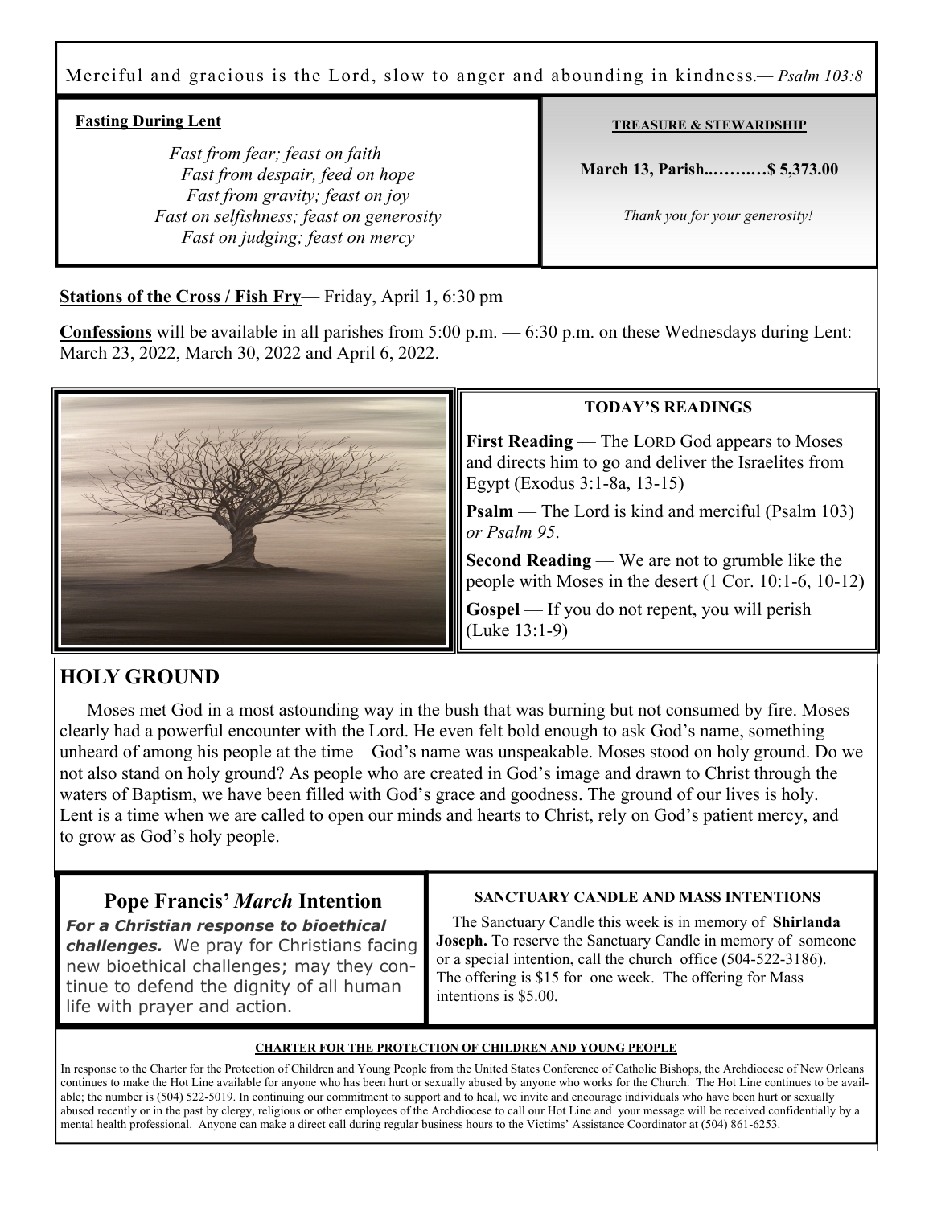Merciful and gracious is the Lord, slow to anger and abounding in kindness.— *Psalm 103:8*

**Fasting During Lent**

*Fast from fear; feast on faith*
*Fast from despair, feed on hope*
*Fast from gravity; feast on joy*
*Fast on selfishness; feast on generosity*
*Fast on judging; feast on mercy*

**TREASURE & STEWARDSHIP**

**March 13, Parish..……..…$ 5,373.00**

*Thank you for your generosity!*

**Stations of the Cross / Fish Fry**— Friday, April 1, 6:30 pm

**Confessions** will be available in all parishes from 5:00 p.m. — 6:30 p.m. on these Wednesdays during Lent: March 23, 2022, March 30, 2022 and April 6, 2022.

**TODAY'S READINGS**

**First Reading** — The LORD God appears to Moses and directs him to go and deliver the Israelites from Egypt (Exodus 3:1-8a, 13-15)

**Psalm** — The Lord is kind and merciful (Psalm 103) *or Psalm 95*.

**Second Reading** — We are not to grumble like the people with Moses in the desert (1 Cor. 10:1-6, 10-12)

**Gospel** — If you do not repent, you will perish (Luke 13:1-9)

## HOLY GROUND

Moses met God in a most astounding way in the bush that was burning but not consumed by fire. Moses clearly had a powerful encounter with the Lord. He even felt bold enough to ask God's name, something unheard of among his people at the time—God's name was unspeakable. Moses stood on holy ground. Do we not also stand on holy ground? As people who are created in God's image and drawn to Christ through the waters of Baptism, we have been filled with God's grace and goodness. The ground of our lives is holy. Lent is a time when we are called to open our minds and hearts to Christ, rely on God's patient mercy, and to grow as God's holy people.

### Pope Francis' *March* Intention

***For a Christian response to bioethical challenges.*** We pray for Christians facing new bioethical challenges; may they continue to defend the dignity of all human life with prayer and action.

**SANCTUARY CANDLE AND MASS INTENTIONS**

The Sanctuary Candle this week is in memory of **Shirlanda Joseph.** To reserve the Sanctuary Candle in memory of someone or a special intention, call the church office (504-522-3186). The offering is $15 for one week. The offering for Mass intentions is $5.00.

**CHARTER FOR THE PROTECTION OF CHILDREN AND YOUNG PEOPLE**

In response to the Charter for the Protection of Children and Young People from the United States Conference of Catholic Bishops, the Archdiocese of New Orleans continues to make the Hot Line available for anyone who has been hurt or sexually abused by anyone who works for the Church. The Hot Line continues to be available; the number is (504) 522-5019. In continuing our commitment to support and to heal, we invite and encourage individuals who have been hurt or sexually abused recently or in the past by clergy, religious or other employees of the Archdiocese to call our Hot Line and your message will be received confidentially by a mental health professional. Anyone can make a direct call during regular business hours to the Victims' Assistance Coordinator at (504) 861-6253.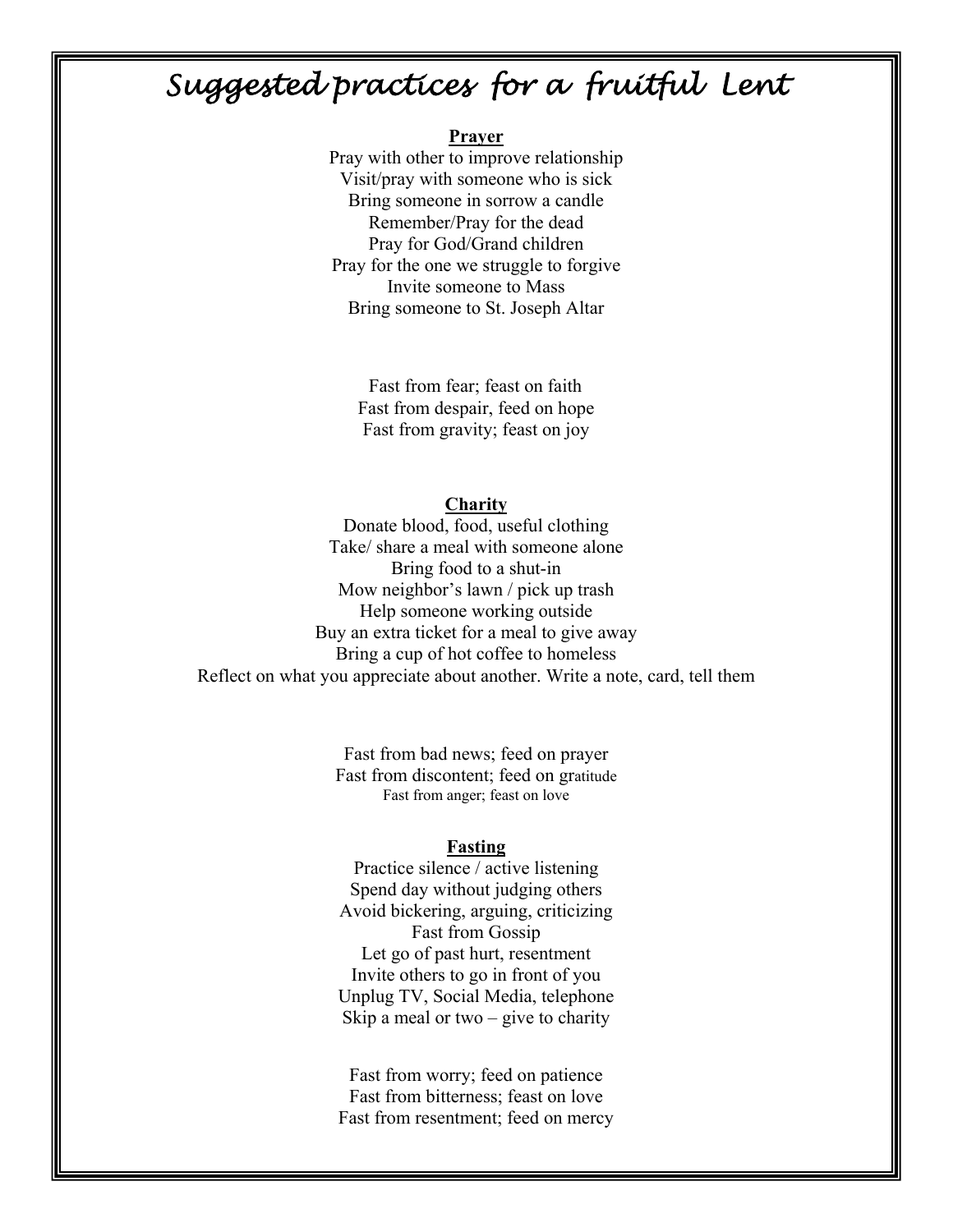# *Suggested practices for a fruitful Lent*

**Prayer**

Pray with other to improve relationship
Visit/pray with someone who is sick
Bring someone in sorrow a candle
Remember/Pray for the dead
Pray for God/Grand children
Pray for the one we struggle to forgive
Invite someone to Mass
Bring someone to St. Joseph Altar

Fast from fear; feast on faith
Fast from despair, feed on hope
Fast from gravity; feast on joy

**Charity**

Donate blood, food, useful clothing
Take/ share a meal with someone alone
Bring food to a shut-in
Mow neighbor's lawn / pick up trash
Help someone working outside
Buy an extra ticket for a meal to give away
Bring a cup of hot coffee to homeless
Reflect on what you appreciate about another. Write a note, card, tell them

Fast from bad news; feed on prayer
Fast from discontent; feed on gratitude
Fast from anger; feast on love

**Fasting**

Practice silence / active listening
Spend day without judging others
Avoid bickering, arguing, criticizing
Fast from Gossip
Let go of past hurt, resentment
Invite others to go in front of you
Unplug TV, Social Media, telephone
Skip a meal or two – give to charity

Fast from worry; feed on patience
Fast from bitterness; feast on love
Fast from resentment; feed on mercy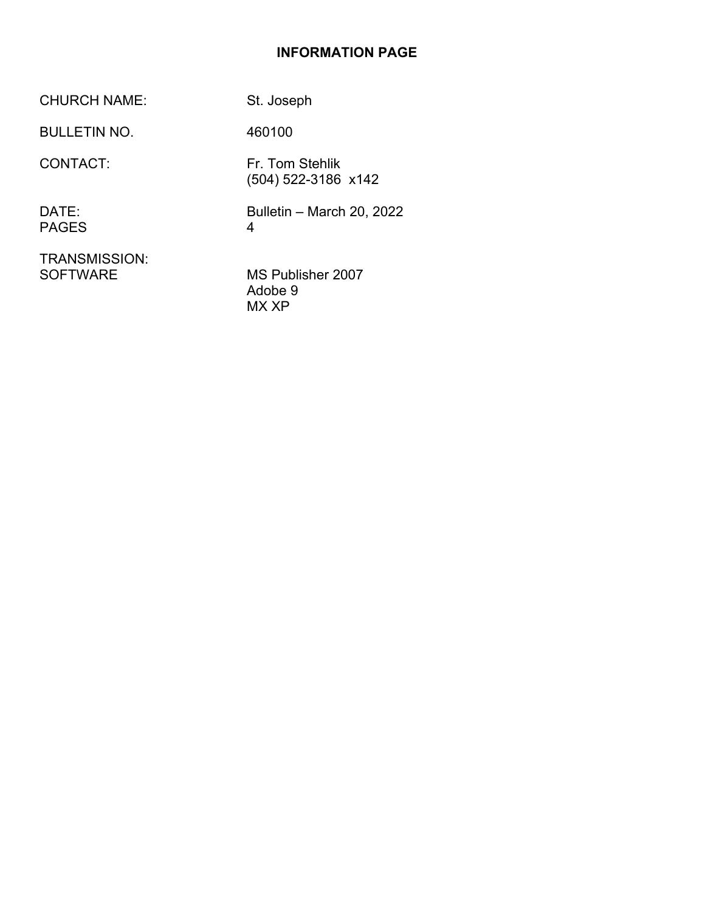# INFORMATION PAGE

| | |
|---|---|
| CHURCH NAME: | St. Joseph |
| BULLETIN NO. | 460100 |
| CONTACT: | Fr. Tom Stehlik<br>(504) 522-3186 x142 |
| DATE: | Bulletin – March 20, 2022 |
| PAGES | 4 |
| TRANSMISSION:<br>SOFTWARE | MS Publisher 2007<br>Adobe 9<br>MX XP |